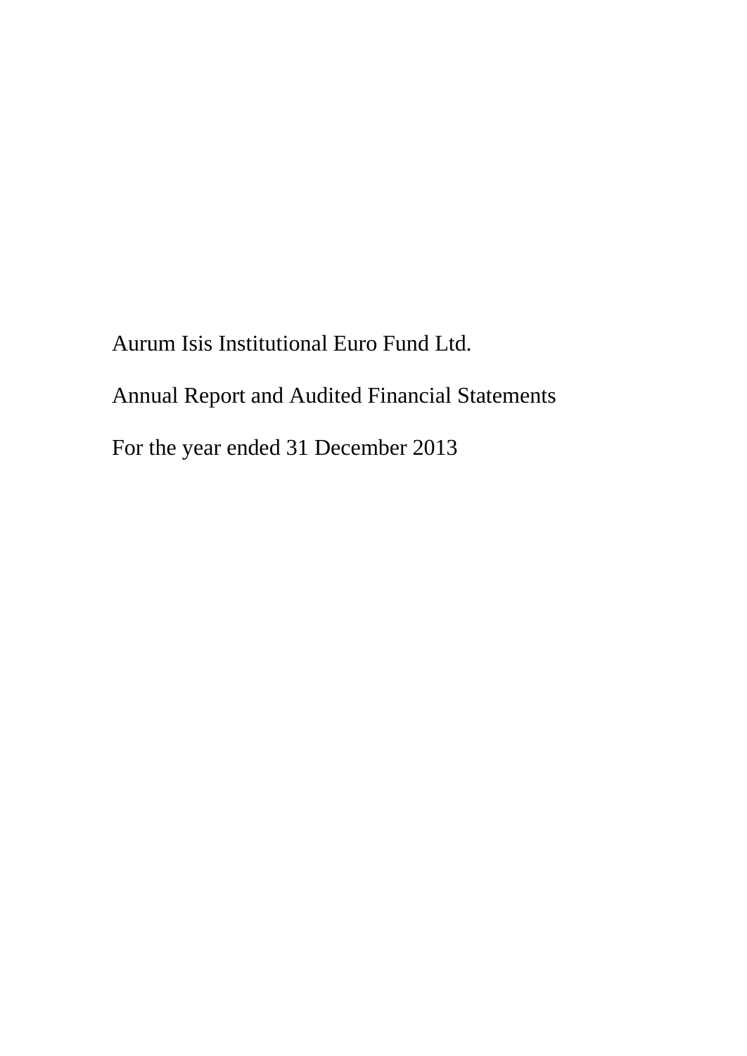# Aurum Isis Institutional Euro Fund Ltd.

## Annual Report and Audited Financial Statements

## For the year ended 31 December 2013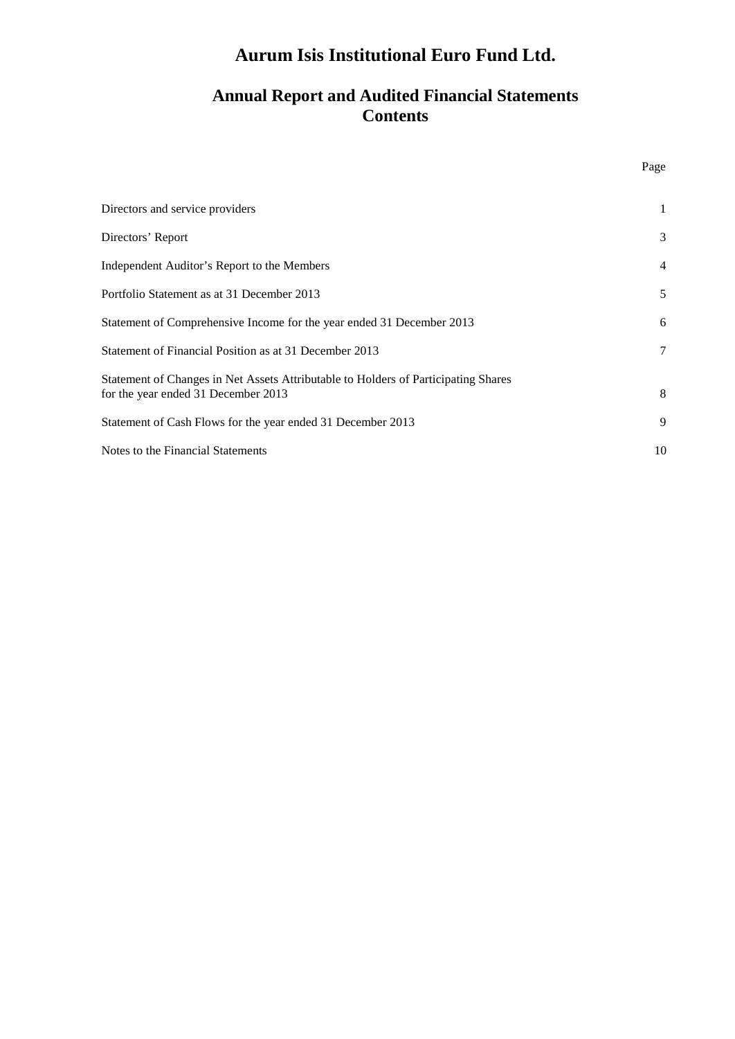# Aurum Isis Institutional Euro Fund Ltd.

## Annual Report and Audited Financial Statements
## Contents

| | Page |
|---|---|
| Directors and service providers | 1 |
| Directors' Report | 3 |
| Independent Auditor's Report to the Members | 4 |
| Portfolio Statement as at 31 December 2013 | 5 |
| Statement of Comprehensive Income for the year ended 31 December 2013 | 6 |
| Statement of Financial Position as at 31 December 2013 | 7 |
| Statement of Changes in Net Assets Attributable to Holders of Participating Shares for the year ended 31 December 2013 | 8 |
| Statement of Cash Flows for the year ended 31 December 2013 | 9 |
| Notes to the Financial Statements | 10 |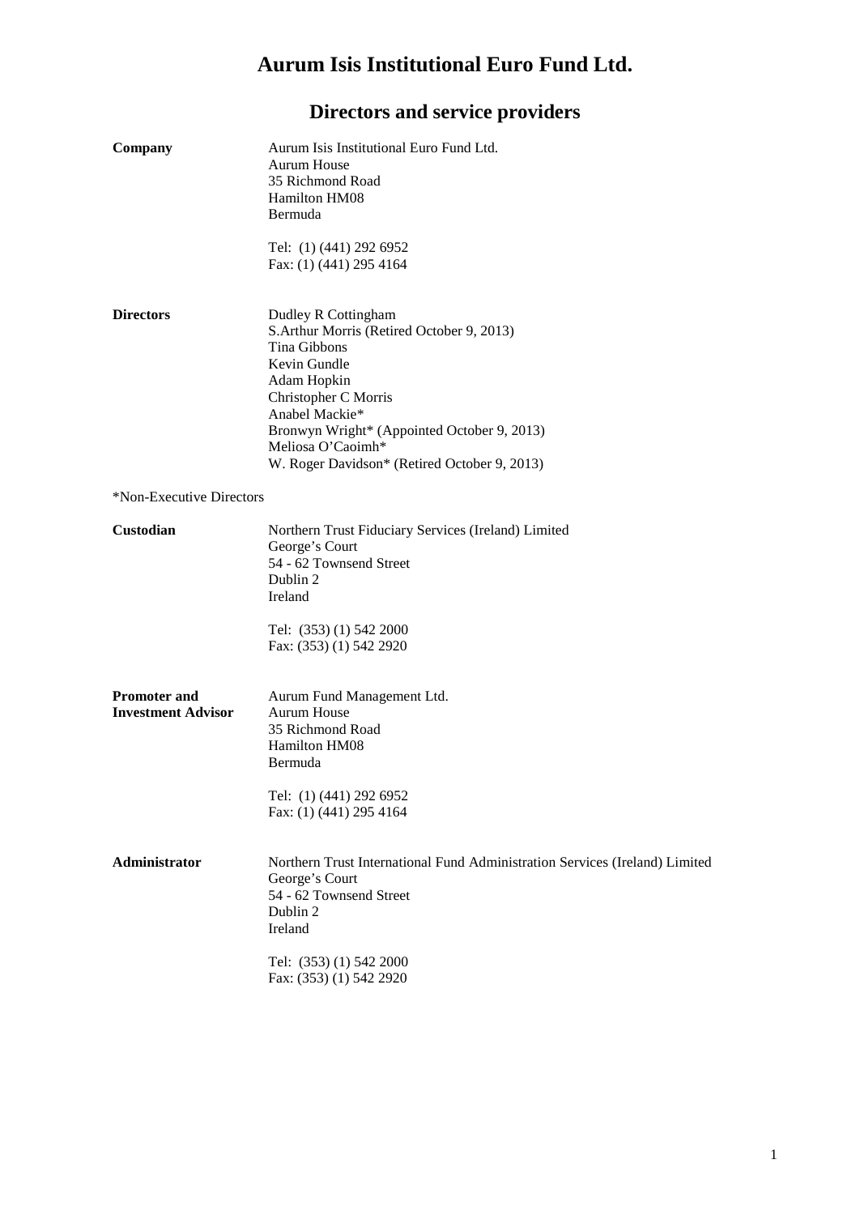# Aurum Isis Institutional Euro Fund Ltd.

## Directors and service providers

**Company**

Aurum Isis Institutional Euro Fund Ltd.
Aurum House
35 Richmond Road
Hamilton HM08
Bermuda

Tel: (1) (441) 292 6952
Fax: (1) (441) 295 4164

**Directors**

Dudley R Cottingham
S.Arthur Morris (Retired October 9, 2013)
Tina Gibbons
Kevin Gundle
Adam Hopkin
Christopher C Morris
Anabel Mackie*
Bronwyn Wright* (Appointed October 9, 2013)
Meliosa O'Caoimh*
W. Roger Davidson* (Retired October 9, 2013)

*Non-Executive Directors

**Custodian**

Northern Trust Fiduciary Services (Ireland) Limited
George's Court
54 - 62 Townsend Street
Dublin 2
Ireland

Tel: (353) (1) 542 2000
Fax: (353) (1) 542 2920

**Promoter and Investment Advisor**

Aurum Fund Management Ltd.
Aurum House
35 Richmond Road
Hamilton HM08
Bermuda

Tel: (1) (441) 292 6952
Fax: (1) (441) 295 4164

**Administrator**

Northern Trust International Fund Administration Services (Ireland) Limited
George's Court
54 - 62 Townsend Street
Dublin 2
Ireland

Tel: (353) (1) 542 2000
Fax: (353) (1) 542 2920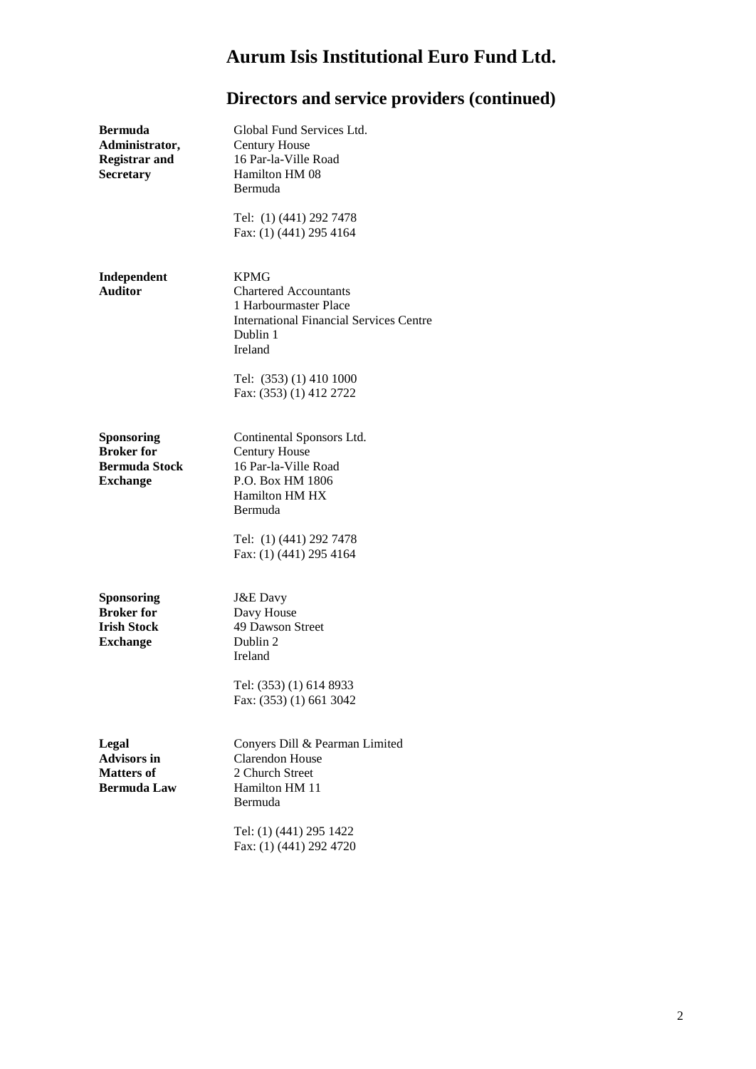# Aurum Isis Institutional Euro Fund Ltd.

## Directors and service providers (continued)

**Bermuda Administrator, Registrar and Secretary**

Global Fund Services Ltd.
Century House
16 Par-la-Ville Road
Hamilton HM 08
Bermuda

Tel: (1) (441) 292 7478
Fax: (1) (441) 295 4164

**Independent Auditor**

KPMG
Chartered Accountants
1 Harbourmaster Place
International Financial Services Centre
Dublin 1
Ireland

Tel: (353) (1) 410 1000
Fax: (353) (1) 412 2722

**Sponsoring Broker for Bermuda Stock Exchange**

Continental Sponsors Ltd.
Century House
16 Par-la-Ville Road
P.O. Box HM 1806
Hamilton HM HX
Bermuda

Tel: (1) (441) 292 7478
Fax: (1) (441) 295 4164

**Sponsoring Broker for Irish Stock Exchange**

J&E Davy
Davy House
49 Dawson Street
Dublin 2
Ireland

Tel: (353) (1) 614 8933
Fax: (353) (1) 661 3042

**Legal Advisors in Matters of Bermuda Law**

Conyers Dill & Pearman Limited
Clarendon House
2 Church Street
Hamilton HM 11
Bermuda

Tel: (1) (441) 295 1422
Fax: (1) (441) 292 4720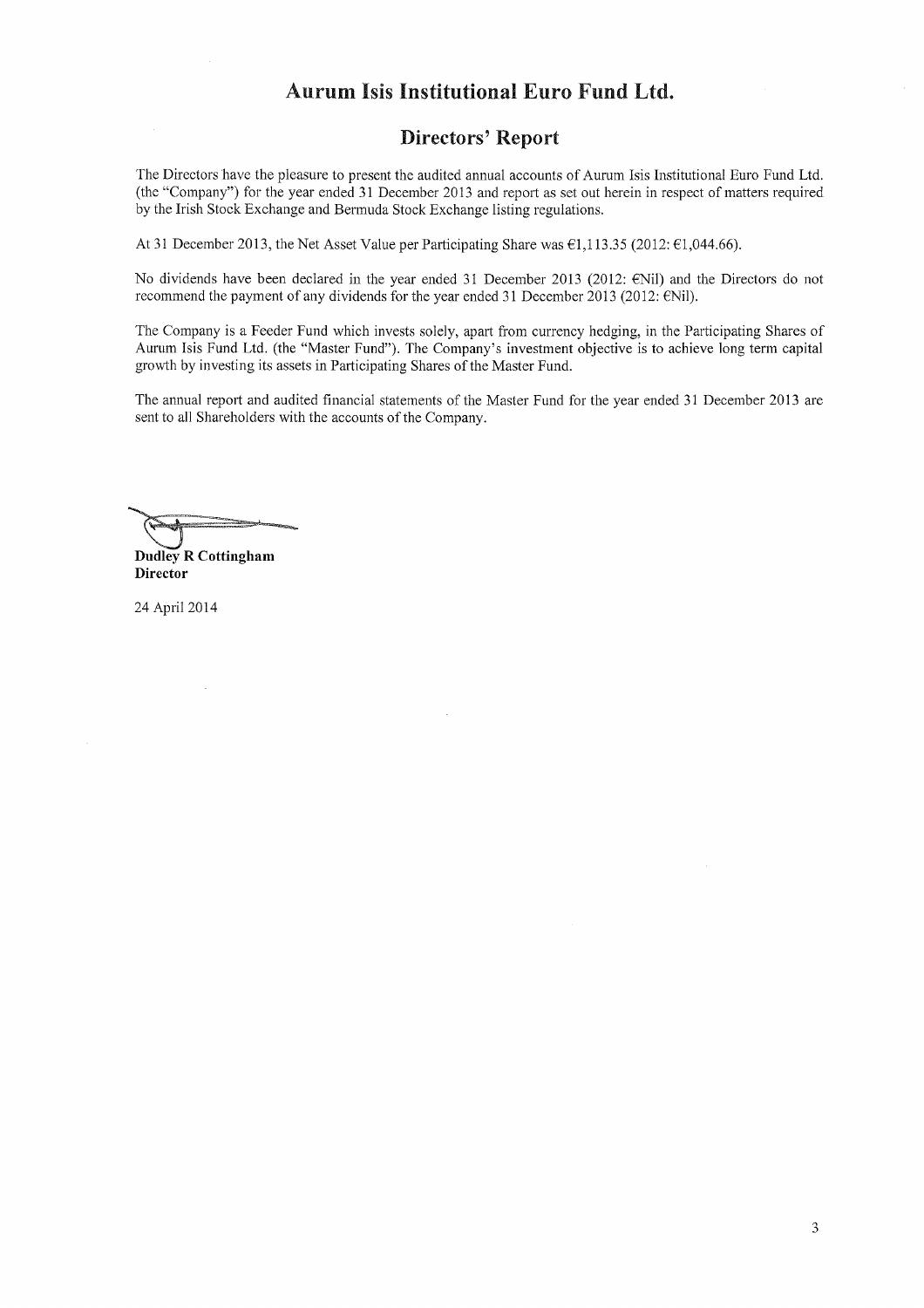# Aurum Isis Institutional Euro Fund Ltd.

## Directors' Report

The Directors have the pleasure to present the audited annual accounts of Aurum Isis Institutional Euro Fund Ltd. (the "Company") for the year ended 31 December 2013 and report as set out herein in respect of matters required by the Irish Stock Exchange and Bermuda Stock Exchange listing regulations.

At 31 December 2013, the Net Asset Value per Participating Share was €1,113.35 (2012: €1,044.66).

No dividends have been declared in the year ended 31 December 2013 (2012: €Nil) and the Directors do not recommend the payment of any dividends for the year ended 31 December 2013 (2012: €Nil).

The Company is a Feeder Fund which invests solely, apart from currency hedging, in the Participating Shares of Aurum Isis Fund Ltd. (the "Master Fund"). The Company's investment objective is to achieve long term capital growth by investing its assets in Participating Shares of the Master Fund.

The annual report and audited financial statements of the Master Fund for the year ended 31 December 2013 are sent to all Shareholders with the accounts of the Company.

**Dudley R Cottingham**
**Director**

24 April 2014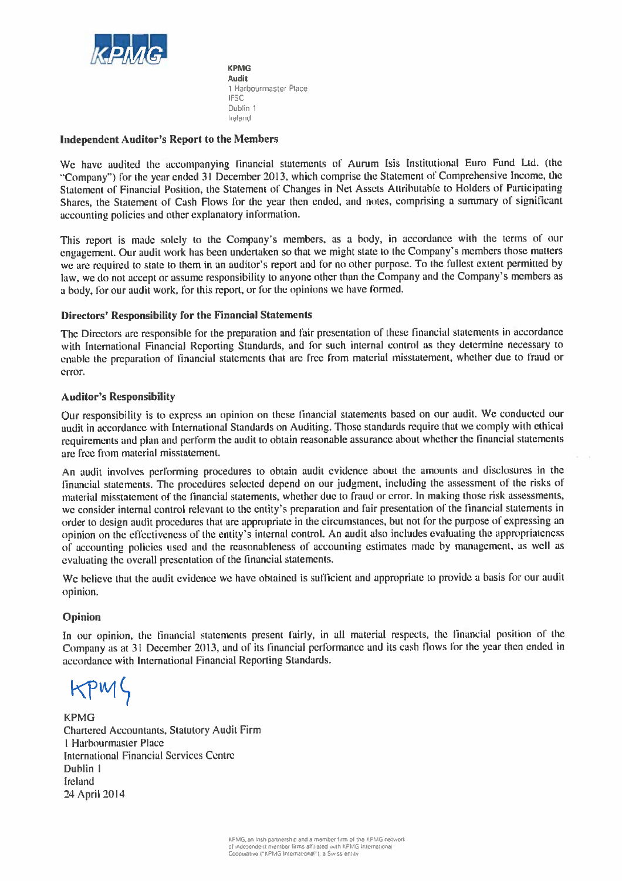KPMG
Audit
1 Harbourmaster Place
IFSC
Dublin 1
Ireland

## Independent Auditor's Report to the Members

We have audited the accompanying financial statements of Aurum Isis Institutional Euro Fund Ltd. (the "Company") for the year ended 31 December 2013, which comprise the Statement of Comprehensive Income, the Statement of Financial Position, the Statement of Changes in Net Assets Attributable to Holders of Participating Shares, the Statement of Cash Flows for the year then ended, and notes, comprising a summary of significant accounting policies and other explanatory information.

This report is made solely to the Company's members, as a body, in accordance with the terms of our engagement. Our audit work has been undertaken so that we might state to the Company's members those matters we are required to state to them in an auditor's report and for no other purpose. To the fullest extent permitted by law, we do not accept or assume responsibility to anyone other than the Company and the Company's members as a body, for our audit work, for this report, or for the opinions we have formed.

### Directors' Responsibility for the Financial Statements

The Directors are responsible for the preparation and fair presentation of these financial statements in accordance with International Financial Reporting Standards, and for such internal control as they determine necessary to enable the preparation of financial statements that are free from material misstatement, whether due to fraud or error.

### Auditor's Responsibility

Our responsibility is to express an opinion on these financial statements based on our audit. We conducted our audit in accordance with International Standards on Auditing. Those standards require that we comply with ethical requirements and plan and perform the audit to obtain reasonable assurance about whether the financial statements are free from material misstatement.

An audit involves performing procedures to obtain audit evidence about the amounts and disclosures in the financial statements. The procedures selected depend on our judgment, including the assessment of the risks of material misstatement of the financial statements, whether due to fraud or error. In making those risk assessments, we consider internal control relevant to the entity's preparation and fair presentation of the financial statements in order to design audit procedures that are appropriate in the circumstances, but not for the purpose of expressing an opinion on the effectiveness of the entity's internal control. An audit also includes evaluating the appropriateness of accounting policies used and the reasonableness of accounting estimates made by management, as well as evaluating the overall presentation of the financial statements.

We believe that the audit evidence we have obtained is sufficient and appropriate to provide a basis for our audit opinion.

### Opinion

In our opinion, the financial statements present fairly, in all material respects, the financial position of the Company as at 31 December 2013, and of its financial performance and its cash flows for the year then ended in accordance with International Financial Reporting Standards.

KPMG

KPMG
Chartered Accountants, Statutory Audit Firm
1 Harbourmaster Place
International Financial Services Centre
Dublin 1
Ireland
24 April 2014

KPMG, an Irish partnership and a member firm of the KPMG network of independent member firms affiliated with KPMG International Cooperative ("KPMG International"), a Swiss entity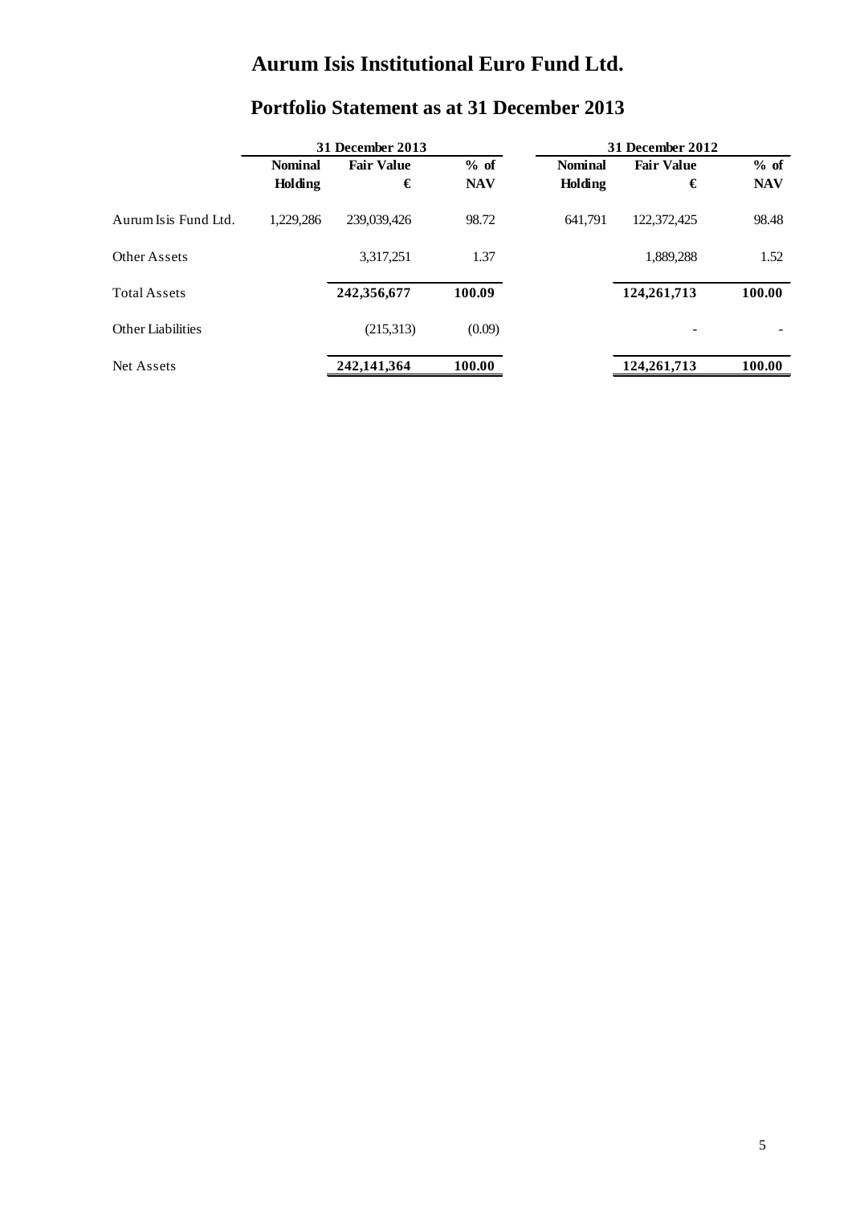# Aurum Isis Institutional Euro Fund Ltd.

## Portfolio Statement as at 31 December 2013

| | 31 December 2013 | | | 31 December 2012 | | |
|---|---|---|---|---|---|---|
| | **Nominal Holding** | **Fair Value €** | **% of NAV** | **Nominal Holding** | **Fair Value €** | **% of NAV** |
| Aurum Isis Fund Ltd. | 1,229,286 | 239,039,426 | 98.72 | 641,791 | 122,372,425 | 98.48 |
| Other Assets | | 3,317,251 | 1.37 | | 1,889,288 | 1.52 |
| Total Assets | | **242,356,677** | **100.09** | | **124,261,713** | **100.00** |
| Other Liabilities | | (215,313) | (0.09) | | - | - |
| Net Assets | | **242,141,364** | **100.00** | | **124,261,713** | **100.00** |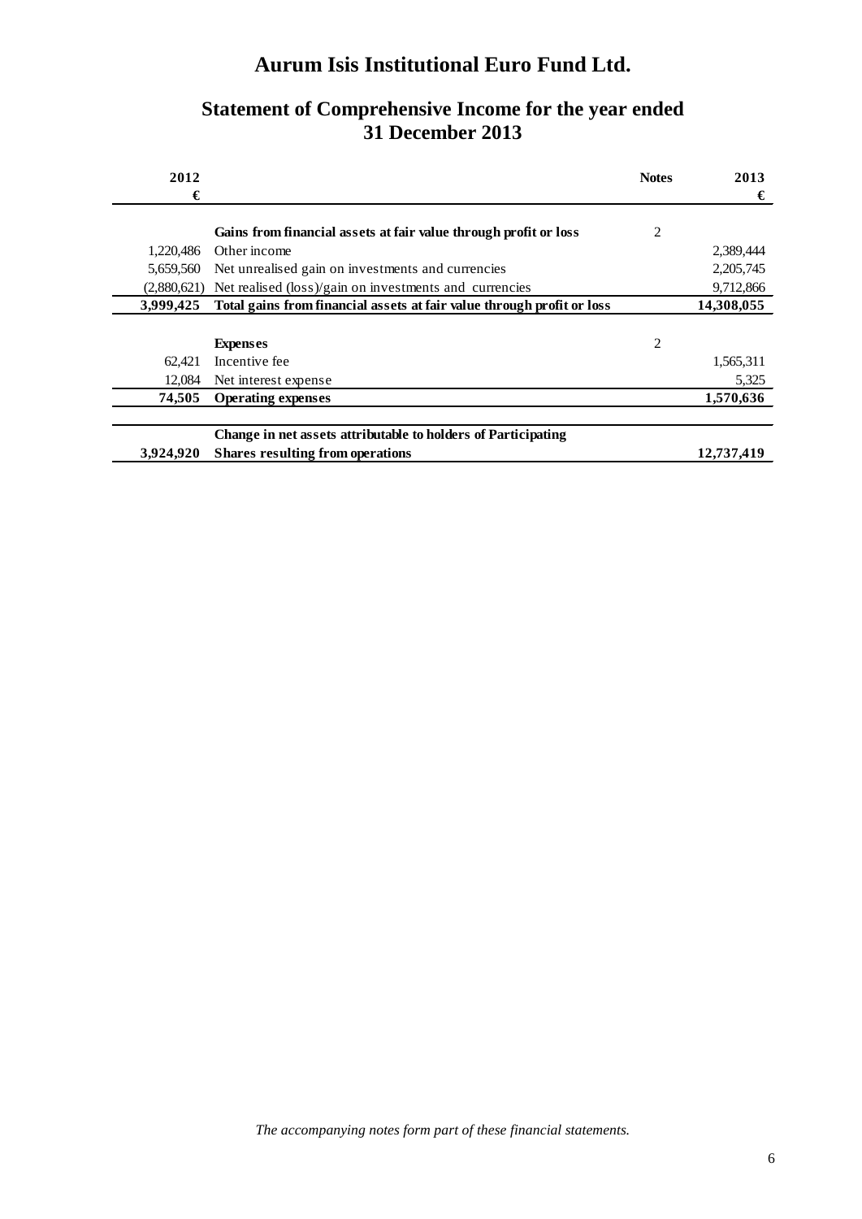# Aurum Isis Institutional Euro Fund Ltd.

## Statement of Comprehensive Income for the year ended 31 December 2013

| 2012 € | | Notes | 2013 € |
|---|---|---|---|
| | **Gains from financial assets at fair value through profit or loss** | 2 | |
| 1,220,486 | Other income | | 2,389,444 |
| 5,659,560 | Net unrealised gain on investments and currencies | | 2,205,745 |
| (2,880,621) | Net realised (loss)/gain on investments and currencies | | 9,712,866 |
| **3,999,425** | **Total gains from financial assets at fair value through profit or loss** | | **14,308,055** |
| | **Expenses** | 2 | |
| 62,421 | Incentive fee | | 1,565,311 |
| 12,084 | Net interest expense | | 5,325 |
| **74,505** | **Operating expenses** | | **1,570,636** |
| **3,924,920** | **Change in net assets attributable to holders of Participating Shares resulting from operations** | | **12,737,419** |

*The accompanying notes form part of these financial statements.*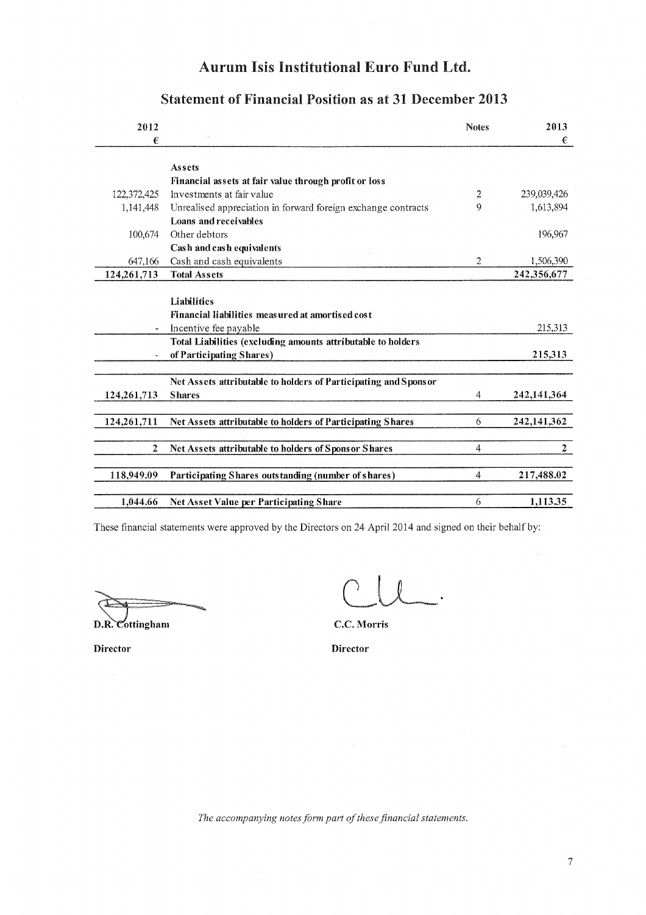# Aurum Isis Institutional Euro Fund Ltd.

## Statement of Financial Position as at 31 December 2013

| 2012 € | | Notes | 2013 € |
|---|---|---|---|
| | **Assets** | | |
| | **Financial assets at fair value through profit or loss** | | |
| 122,372,425 | Investments at fair value | 2 | 239,039,426 |
| 1,141,448 | Unrealised appreciation in forward foreign exchange contracts | 9 | 1,613,894 |
| | **Loans and receivables** | | |
| 100,674 | Other debtors | | 196,967 |
| | **Cash and cash equivalents** | | |
| 647,166 | Cash and cash equivalents | 2 | 1,506,390 |
| **124,261,713** | **Total Assets** | | **242,356,677** |
| | **Liabilities** | | |
| | **Financial liabilities measured at amortised cost** | | |
| - | Incentive fee payable | | 215,313 |
| | **Total Liabilities (excluding amounts attributable to holders** | | |
| - | **of Participating Shares)** | | **215,313** |
| | **Net Assets attributable to holders of Participating and Sponsor** | | |
| **124,261,713** | **Shares** | 4 | **242,141,364** |
| **124,261,711** | **Net Assets attributable to holders of Participating Shares** | 6 | **242,141,362** |
| **2** | **Net Assets attributable to holders of Sponsor Shares** | 4 | **2** |
| **118,949.09** | **Participating Shares outstanding (number of shares)** | 4 | **217,488.02** |
| **1,044.66** | **Net Asset Value per Participating Share** | 6 | **1,113.35** |

These financial statements were approved by the Directors on 24 April 2014 and signed on their behalf by:

**D.R. Cottingham**

**Director**

**C.C. Morris**

**Director**

*The accompanying notes form part of these financial statements.*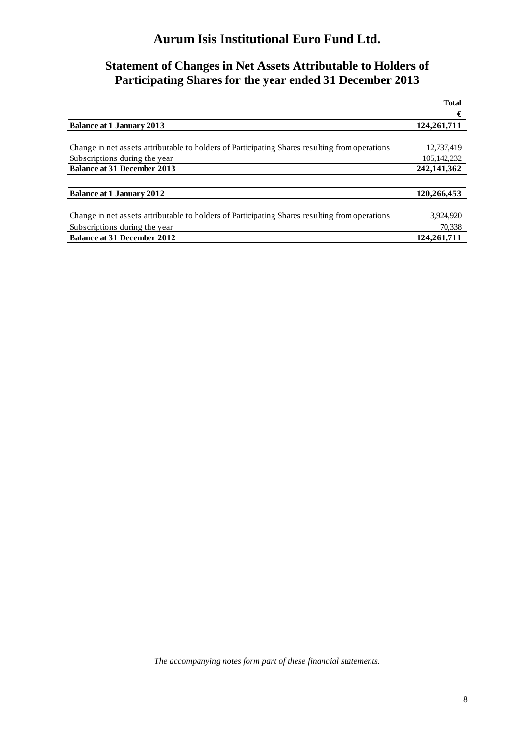# Aurum Isis Institutional Euro Fund Ltd.

## Statement of Changes in Net Assets Attributable to Holders of Participating Shares for the year ended 31 December 2013

| | Total |
|---|---|
| | € |
| **Balance at 1 January 2013** | **124,261,711** |
| | |
| Change in net assets attributable to holders of Participating Shares resulting from operations | 12,737,419 |
| Subscriptions during the year | 105,142,232 |
| **Balance at 31 December 2013** | **242,141,362** |
| | |
| **Balance at 1 January 2012** | **120,266,453** |
| | |
| Change in net assets attributable to holders of Participating Shares resulting from operations | 3,924,920 |
| Subscriptions during the year | 70,338 |
| **Balance at 31 December 2012** | **124,261,711** |

*The accompanying notes form part of these financial statements.*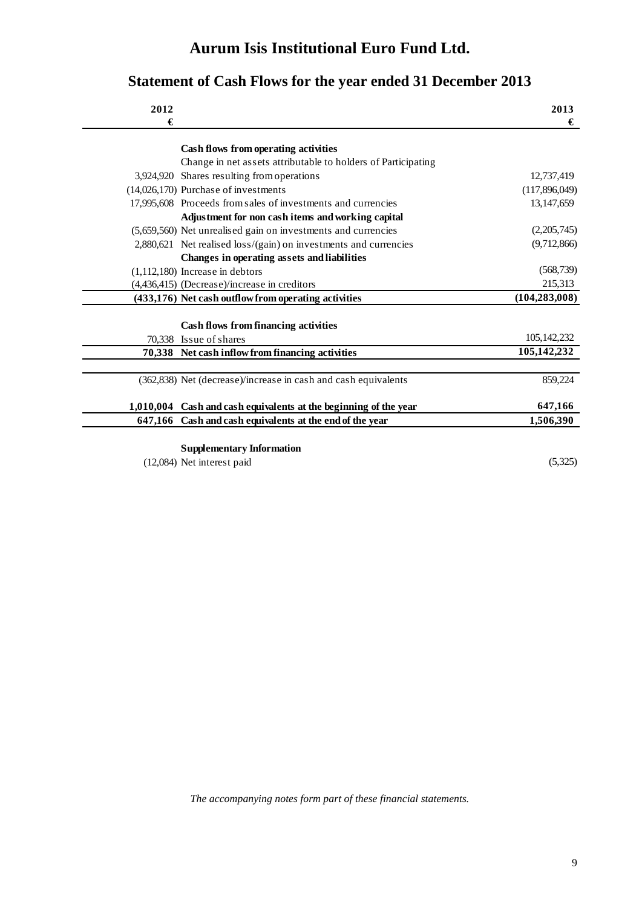# Aurum Isis Institutional Euro Fund Ltd.

## Statement of Cash Flows for the year ended 31 December 2013

| 2012 € | | 2013 € |
|---|---|---|
| | **Cash flows from operating activities** | |
| | Change in net assets attributable to holders of Participating | |
| 3,924,920 | Shares resulting from operations | 12,737,419 |
| (14,026,170) | Purchase of investments | (117,896,049) |
| 17,995,608 | Proceeds from sales of investments and currencies | 13,147,659 |
| | **Adjustment for non cash items and working capital** | |
| (5,659,560) | Net unrealised gain on investments and currencies | (2,205,745) |
| 2,880,621 | Net realised loss/(gain) on investments and currencies | (9,712,866) |
| | **Changes in operating assets and liabilities** | |
| (1,112,180) | Increase in debtors | (568,739) |
| (4,436,415) | (Decrease)/increase in creditors | 215,313 |
| **(433,176)** | **Net cash outflow from operating activities** | **(104,283,008)** |
| | **Cash flows from financing activities** | |
| 70,338 | Issue of shares | 105,142,232 |
| **70,338** | **Net cash inflow from financing activities** | **105,142,232** |
| (362,838) | Net (decrease)/increase in cash and cash equivalents | 859,224 |
| **1,010,004** | **Cash and cash equivalents at the beginning of the year** | **647,166** |
| **647,166** | **Cash and cash equivalents at the end of the year** | **1,506,390** |
| | **Supplementary Information** | |
| (12,084) | Net interest paid | (5,325) |

*The accompanying notes form part of these financial statements.*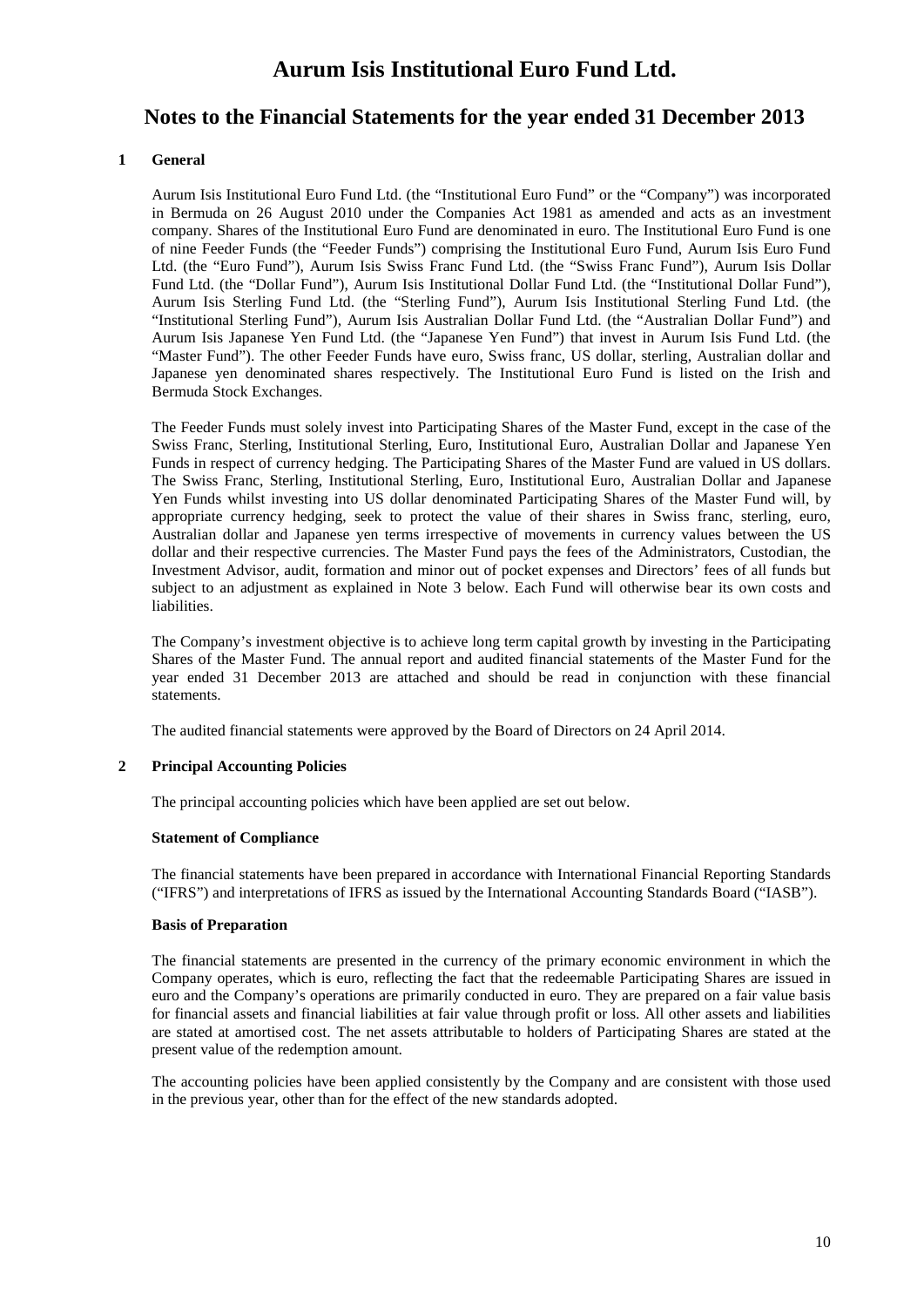# Aurum Isis Institutional Euro Fund Ltd.

## Notes to the Financial Statements for the year ended 31 December 2013

### 1 General

Aurum Isis Institutional Euro Fund Ltd. (the "Institutional Euro Fund" or the "Company") was incorporated in Bermuda on 26 August 2010 under the Companies Act 1981 as amended and acts as an investment company. Shares of the Institutional Euro Fund are denominated in euro. The Institutional Euro Fund is one of nine Feeder Funds (the "Feeder Funds") comprising the Institutional Euro Fund, Aurum Isis Euro Fund Ltd. (the "Euro Fund"), Aurum Isis Swiss Franc Fund Ltd. (the "Swiss Franc Fund"), Aurum Isis Dollar Fund Ltd. (the "Dollar Fund"), Aurum Isis Institutional Dollar Fund Ltd. (the "Institutional Dollar Fund"), Aurum Isis Sterling Fund Ltd. (the "Sterling Fund"), Aurum Isis Institutional Sterling Fund Ltd. (the "Institutional Sterling Fund"), Aurum Isis Australian Dollar Fund Ltd. (the "Australian Dollar Fund") and Aurum Isis Japanese Yen Fund Ltd. (the "Japanese Yen Fund") that invest in Aurum Isis Fund Ltd. (the "Master Fund"). The other Feeder Funds have euro, Swiss franc, US dollar, sterling, Australian dollar and Japanese yen denominated shares respectively. The Institutional Euro Fund is listed on the Irish and Bermuda Stock Exchanges.

The Feeder Funds must solely invest into Participating Shares of the Master Fund, except in the case of the Swiss Franc, Sterling, Institutional Sterling, Euro, Institutional Euro, Australian Dollar and Japanese Yen Funds in respect of currency hedging. The Participating Shares of the Master Fund are valued in US dollars. The Swiss Franc, Sterling, Institutional Sterling, Euro, Institutional Euro, Australian Dollar and Japanese Yen Funds whilst investing into US dollar denominated Participating Shares of the Master Fund will, by appropriate currency hedging, seek to protect the value of their shares in Swiss franc, sterling, euro, Australian dollar and Japanese yen terms irrespective of movements in currency values between the US dollar and their respective currencies. The Master Fund pays the fees of the Administrators, Custodian, the Investment Advisor, audit, formation and minor out of pocket expenses and Directors' fees of all funds but subject to an adjustment as explained in Note 3 below. Each Fund will otherwise bear its own costs and liabilities.

The Company's investment objective is to achieve long term capital growth by investing in the Participating Shares of the Master Fund. The annual report and audited financial statements of the Master Fund for the year ended 31 December 2013 are attached and should be read in conjunction with these financial statements.

The audited financial statements were approved by the Board of Directors on 24 April 2014.

### 2 Principal Accounting Policies

The principal accounting policies which have been applied are set out below.

**Statement of Compliance**

The financial statements have been prepared in accordance with International Financial Reporting Standards ("IFRS") and interpretations of IFRS as issued by the International Accounting Standards Board ("IASB").

**Basis of Preparation**

The financial statements are presented in the currency of the primary economic environment in which the Company operates, which is euro, reflecting the fact that the redeemable Participating Shares are issued in euro and the Company's operations are primarily conducted in euro. They are prepared on a fair value basis for financial assets and financial liabilities at fair value through profit or loss. All other assets and liabilities are stated at amortised cost. The net assets attributable to holders of Participating Shares are stated at the present value of the redemption amount.

The accounting policies have been applied consistently by the Company and are consistent with those used in the previous year, other than for the effect of the new standards adopted.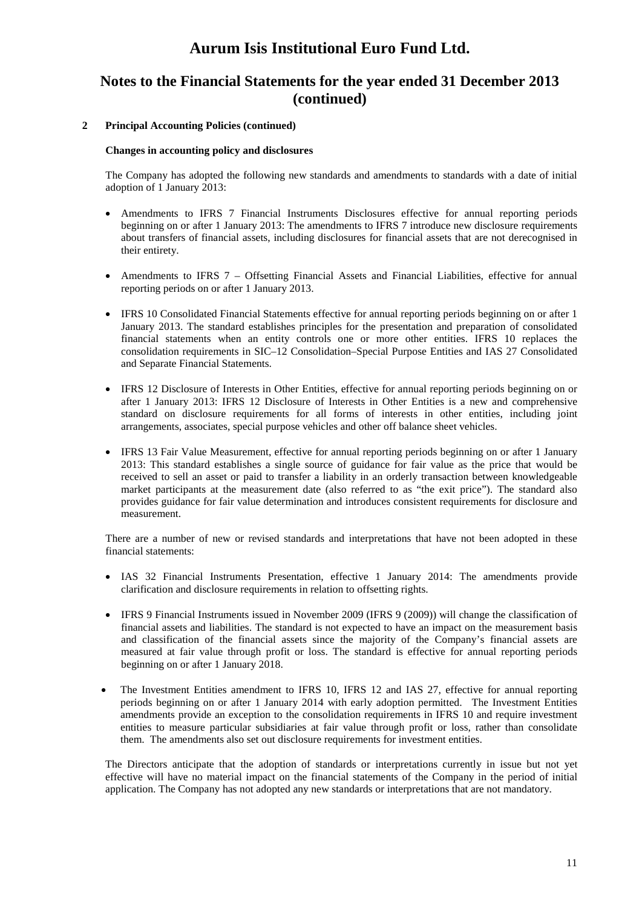# Aurum Isis Institutional Euro Fund Ltd.

## Notes to the Financial Statements for the year ended 31 December 2013 (continued)

### 2 Principal Accounting Policies (continued)

**Changes in accounting policy and disclosures**

The Company has adopted the following new standards and amendments to standards with a date of initial adoption of 1 January 2013:

- Amendments to IFRS 7 Financial Instruments Disclosures effective for annual reporting periods beginning on or after 1 January 2013: The amendments to IFRS 7 introduce new disclosure requirements about transfers of financial assets, including disclosures for financial assets that are not derecognised in their entirety.

- Amendments to IFRS 7 – Offsetting Financial Assets and Financial Liabilities, effective for annual reporting periods on or after 1 January 2013.

- IFRS 10 Consolidated Financial Statements effective for annual reporting periods beginning on or after 1 January 2013. The standard establishes principles for the presentation and preparation of consolidated financial statements when an entity controls one or more other entities. IFRS 10 replaces the consolidation requirements in SIC–12 Consolidation–Special Purpose Entities and IAS 27 Consolidated and Separate Financial Statements.

- IFRS 12 Disclosure of Interests in Other Entities, effective for annual reporting periods beginning on or after 1 January 2013: IFRS 12 Disclosure of Interests in Other Entities is a new and comprehensive standard on disclosure requirements for all forms of interests in other entities, including joint arrangements, associates, special purpose vehicles and other off balance sheet vehicles.

- IFRS 13 Fair Value Measurement, effective for annual reporting periods beginning on or after 1 January 2013: This standard establishes a single source of guidance for fair value as the price that would be received to sell an asset or paid to transfer a liability in an orderly transaction between knowledgeable market participants at the measurement date (also referred to as "the exit price"). The standard also provides guidance for fair value determination and introduces consistent requirements for disclosure and measurement.

There are a number of new or revised standards and interpretations that have not been adopted in these financial statements:

- IAS 32 Financial Instruments Presentation, effective 1 January 2014: The amendments provide clarification and disclosure requirements in relation to offsetting rights.

- IFRS 9 Financial Instruments issued in November 2009 (IFRS 9 (2009)) will change the classification of financial assets and liabilities. The standard is not expected to have an impact on the measurement basis and classification of the financial assets since the majority of the Company's financial assets are measured at fair value through profit or loss. The standard is effective for annual reporting periods beginning on or after 1 January 2018.

- The Investment Entities amendment to IFRS 10, IFRS 12 and IAS 27, effective for annual reporting periods beginning on or after 1 January 2014 with early adoption permitted. The Investment Entities amendments provide an exception to the consolidation requirements in IFRS 10 and require investment entities to measure particular subsidiaries at fair value through profit or loss, rather than consolidate them. The amendments also set out disclosure requirements for investment entities.

The Directors anticipate that the adoption of standards or interpretations currently in issue but not yet effective will have no material impact on the financial statements of the Company in the period of initial application. The Company has not adopted any new standards or interpretations that are not mandatory.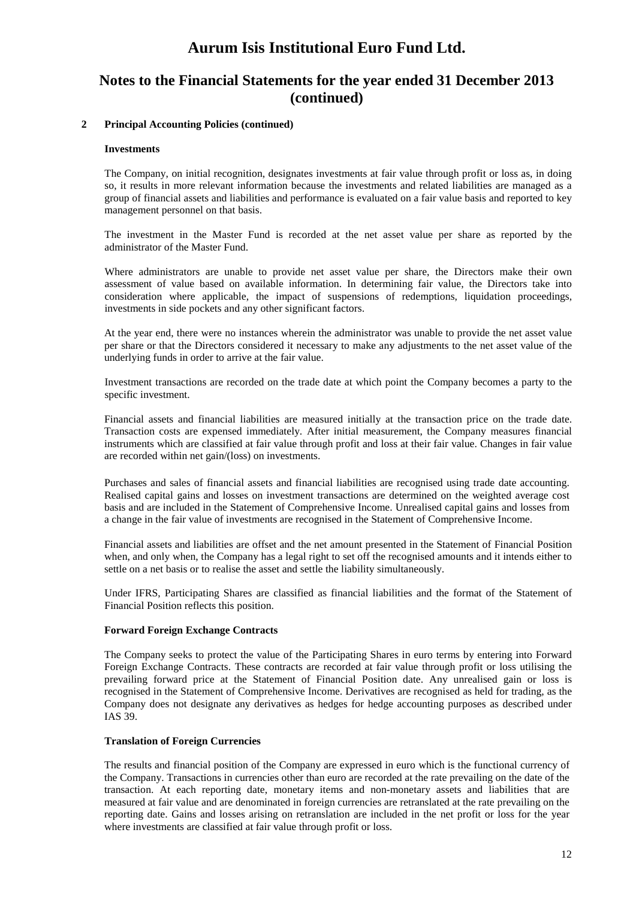# Aurum Isis Institutional Euro Fund Ltd.

## Notes to the Financial Statements for the year ended 31 December 2013 (continued)

### 2 Principal Accounting Policies (continued)

**Investments**

The Company, on initial recognition, designates investments at fair value through profit or loss as, in doing so, it results in more relevant information because the investments and related liabilities are managed as a group of financial assets and liabilities and performance is evaluated on a fair value basis and reported to key management personnel on that basis.

The investment in the Master Fund is recorded at the net asset value per share as reported by the administrator of the Master Fund.

Where administrators are unable to provide net asset value per share, the Directors make their own assessment of value based on available information. In determining fair value, the Directors take into consideration where applicable, the impact of suspensions of redemptions, liquidation proceedings, investments in side pockets and any other significant factors.

At the year end, there were no instances wherein the administrator was unable to provide the net asset value per share or that the Directors considered it necessary to make any adjustments to the net asset value of the underlying funds in order to arrive at the fair value.

Investment transactions are recorded on the trade date at which point the Company becomes a party to the specific investment.

Financial assets and financial liabilities are measured initially at the transaction price on the trade date. Transaction costs are expensed immediately. After initial measurement, the Company measures financial instruments which are classified at fair value through profit and loss at their fair value. Changes in fair value are recorded within net gain/(loss) on investments.

Purchases and sales of financial assets and financial liabilities are recognised using trade date accounting. Realised capital gains and losses on investment transactions are determined on the weighted average cost basis and are included in the Statement of Comprehensive Income. Unrealised capital gains and losses from a change in the fair value of investments are recognised in the Statement of Comprehensive Income.

Financial assets and liabilities are offset and the net amount presented in the Statement of Financial Position when, and only when, the Company has a legal right to set off the recognised amounts and it intends either to settle on a net basis or to realise the asset and settle the liability simultaneously.

Under IFRS, Participating Shares are classified as financial liabilities and the format of the Statement of Financial Position reflects this position.

**Forward Foreign Exchange Contracts**

The Company seeks to protect the value of the Participating Shares in euro terms by entering into Forward Foreign Exchange Contracts. These contracts are recorded at fair value through profit or loss utilising the prevailing forward price at the Statement of Financial Position date. Any unrealised gain or loss is recognised in the Statement of Comprehensive Income. Derivatives are recognised as held for trading, as the Company does not designate any derivatives as hedges for hedge accounting purposes as described under IAS 39.

**Translation of Foreign Currencies**

The results and financial position of the Company are expressed in euro which is the functional currency of the Company. Transactions in currencies other than euro are recorded at the rate prevailing on the date of the transaction. At each reporting date, monetary items and non-monetary assets and liabilities that are measured at fair value and are denominated in foreign currencies are retranslated at the rate prevailing on the reporting date. Gains and losses arising on retranslation are included in the net profit or loss for the year where investments are classified at fair value through profit or loss.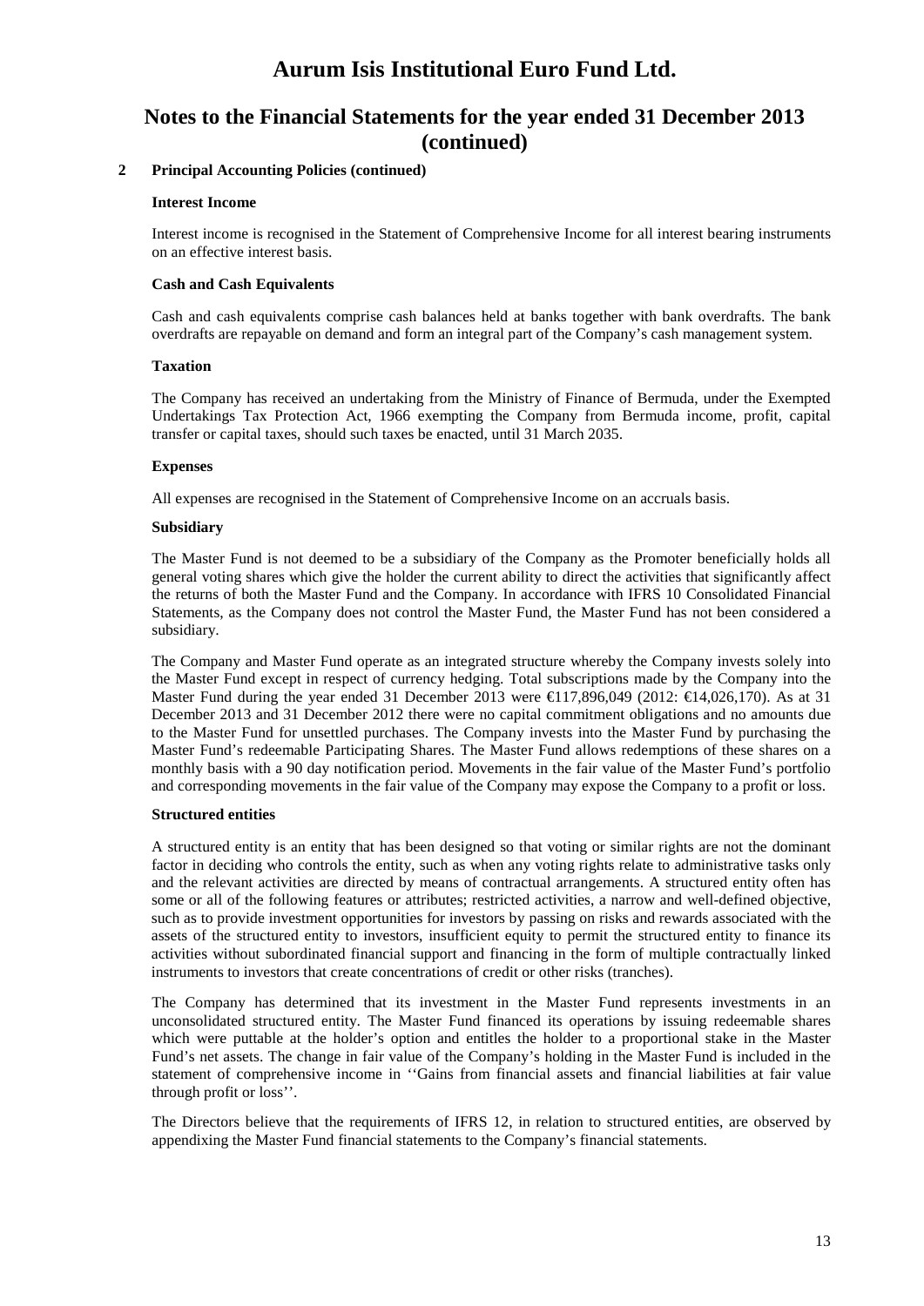# Aurum Isis Institutional Euro Fund Ltd.

## Notes to the Financial Statements for the year ended 31 December 2013 (continued)

**2 Principal Accounting Policies (continued)**

**Interest Income**

Interest income is recognised in the Statement of Comprehensive Income for all interest bearing instruments on an effective interest basis.

**Cash and Cash Equivalents**

Cash and cash equivalents comprise cash balances held at banks together with bank overdrafts. The bank overdrafts are repayable on demand and form an integral part of the Company's cash management system.

**Taxation**

The Company has received an undertaking from the Ministry of Finance of Bermuda, under the Exempted Undertakings Tax Protection Act, 1966 exempting the Company from Bermuda income, profit, capital transfer or capital taxes, should such taxes be enacted, until 31 March 2035.

**Expenses**

All expenses are recognised in the Statement of Comprehensive Income on an accruals basis.

**Subsidiary**

The Master Fund is not deemed to be a subsidiary of the Company as the Promoter beneficially holds all general voting shares which give the holder the current ability to direct the activities that significantly affect the returns of both the Master Fund and the Company. In accordance with IFRS 10 Consolidated Financial Statements, as the Company does not control the Master Fund, the Master Fund has not been considered a subsidiary.

The Company and Master Fund operate as an integrated structure whereby the Company invests solely into the Master Fund except in respect of currency hedging. Total subscriptions made by the Company into the Master Fund during the year ended 31 December 2013 were €117,896,049 (2012: €14,026,170). As at 31 December 2013 and 31 December 2012 there were no capital commitment obligations and no amounts due to the Master Fund for unsettled purchases. The Company invests into the Master Fund by purchasing the Master Fund's redeemable Participating Shares. The Master Fund allows redemptions of these shares on a monthly basis with a 90 day notification period. Movements in the fair value of the Master Fund's portfolio and corresponding movements in the fair value of the Company may expose the Company to a profit or loss.

**Structured entities**

A structured entity is an entity that has been designed so that voting or similar rights are not the dominant factor in deciding who controls the entity, such as when any voting rights relate to administrative tasks only and the relevant activities are directed by means of contractual arrangements. A structured entity often has some or all of the following features or attributes; restricted activities, a narrow and well-defined objective, such as to provide investment opportunities for investors by passing on risks and rewards associated with the assets of the structured entity to investors, insufficient equity to permit the structured entity to finance its activities without subordinated financial support and financing in the form of multiple contractually linked instruments to investors that create concentrations of credit or other risks (tranches).

The Company has determined that its investment in the Master Fund represents investments in an unconsolidated structured entity. The Master Fund financed its operations by issuing redeemable shares which were puttable at the holder's option and entitles the holder to a proportional stake in the Master Fund's net assets. The change in fair value of the Company's holding in the Master Fund is included in the statement of comprehensive income in ''Gains from financial assets and financial liabilities at fair value through profit or loss''.

The Directors believe that the requirements of IFRS 12, in relation to structured entities, are observed by appendixing the Master Fund financial statements to the Company's financial statements.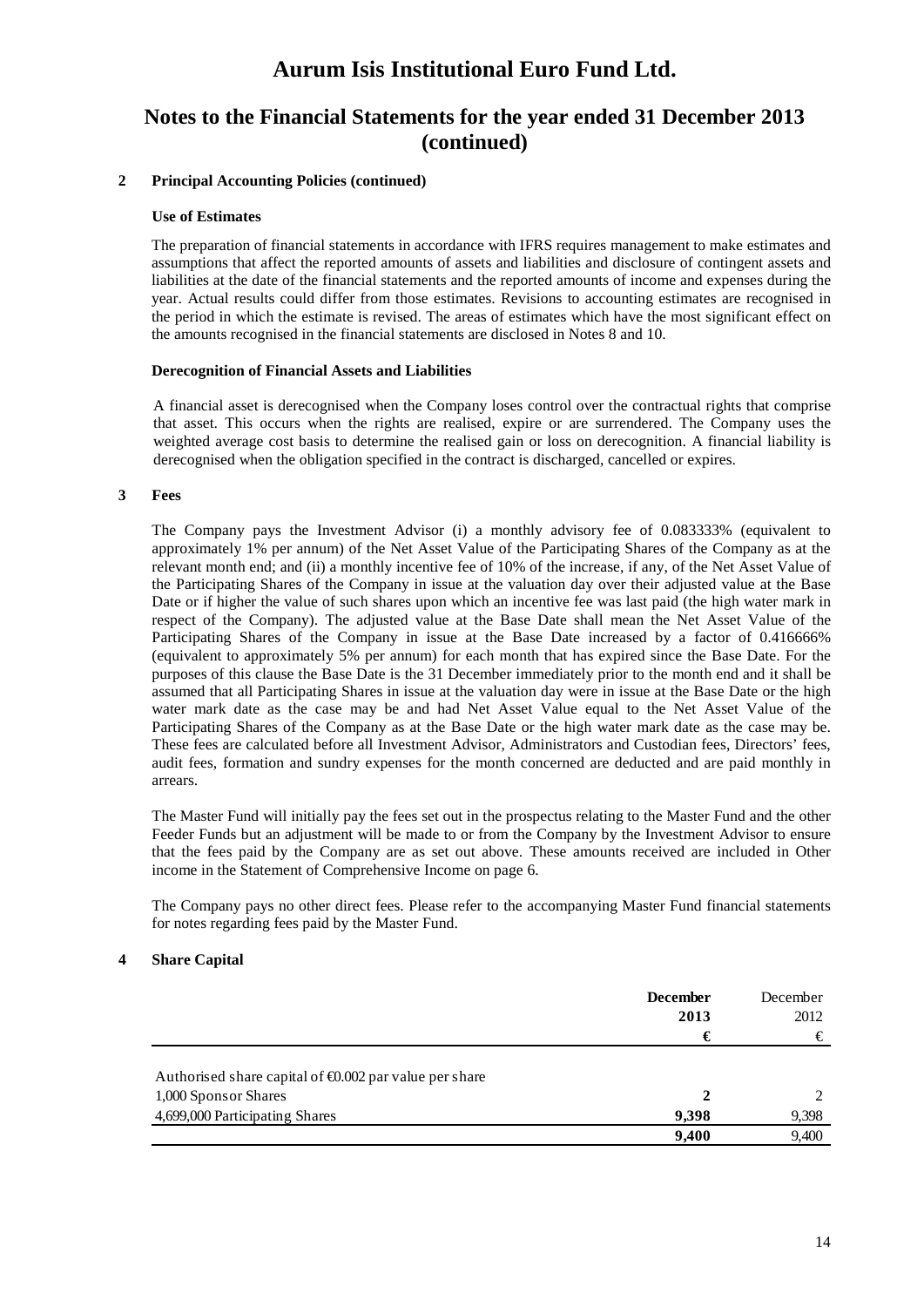# Aurum Isis Institutional Euro Fund Ltd.

## Notes to the Financial Statements for the year ended 31 December 2013 (continued)

### 2 Principal Accounting Policies (continued)

#### Use of Estimates

The preparation of financial statements in accordance with IFRS requires management to make estimates and assumptions that affect the reported amounts of assets and liabilities and disclosure of contingent assets and liabilities at the date of the financial statements and the reported amounts of income and expenses during the year. Actual results could differ from those estimates. Revisions to accounting estimates are recognised in the period in which the estimate is revised. The areas of estimates which have the most significant effect on the amounts recognised in the financial statements are disclosed in Notes 8 and 10.

#### Derecognition of Financial Assets and Liabilities

A financial asset is derecognised when the Company loses control over the contractual rights that comprise that asset. This occurs when the rights are realised, expire or are surrendered. The Company uses the weighted average cost basis to determine the realised gain or loss on derecognition. A financial liability is derecognised when the obligation specified in the contract is discharged, cancelled or expires.

### 3 Fees

The Company pays the Investment Advisor (i) a monthly advisory fee of 0.083333% (equivalent to approximately 1% per annum) of the Net Asset Value of the Participating Shares of the Company as at the relevant month end; and (ii) a monthly incentive fee of 10% of the increase, if any, of the Net Asset Value of the Participating Shares of the Company in issue at the valuation day over their adjusted value at the Base Date or if higher the value of such shares upon which an incentive fee was last paid (the high water mark in respect of the Company). The adjusted value at the Base Date shall mean the Net Asset Value of the Participating Shares of the Company in issue at the Base Date increased by a factor of 0.416666% (equivalent to approximately 5% per annum) for each month that has expired since the Base Date. For the purposes of this clause the Base Date is the 31 December immediately prior to the month end and it shall be assumed that all Participating Shares in issue at the valuation day were in issue at the Base Date or the high water mark date as the case may be and had Net Asset Value equal to the Net Asset Value of the Participating Shares of the Company as at the Base Date or the high water mark date as the case may be. These fees are calculated before all Investment Advisor, Administrators and Custodian fees, Directors' fees, audit fees, formation and sundry expenses for the month concerned are deducted and are paid monthly in arrears.

The Master Fund will initially pay the fees set out in the prospectus relating to the Master Fund and the other Feeder Funds but an adjustment will be made to or from the Company by the Investment Advisor to ensure that the fees paid by the Company are as set out above. These amounts received are included in Other income in the Statement of Comprehensive Income on page 6.

The Company pays no other direct fees. Please refer to the accompanying Master Fund financial statements for notes regarding fees paid by the Master Fund.

### 4 Share Capital

| | **December 2013** | December 2012 |
|---|---|---|
| | **€** | € |
| Authorised share capital of €0.002 par value per share | | |
| 1,000 Sponsor Shares | **2** | 2 |
| 4,699,000 Participating Shares | **9,398** | 9,398 |
| | **9,400** | 9,400 |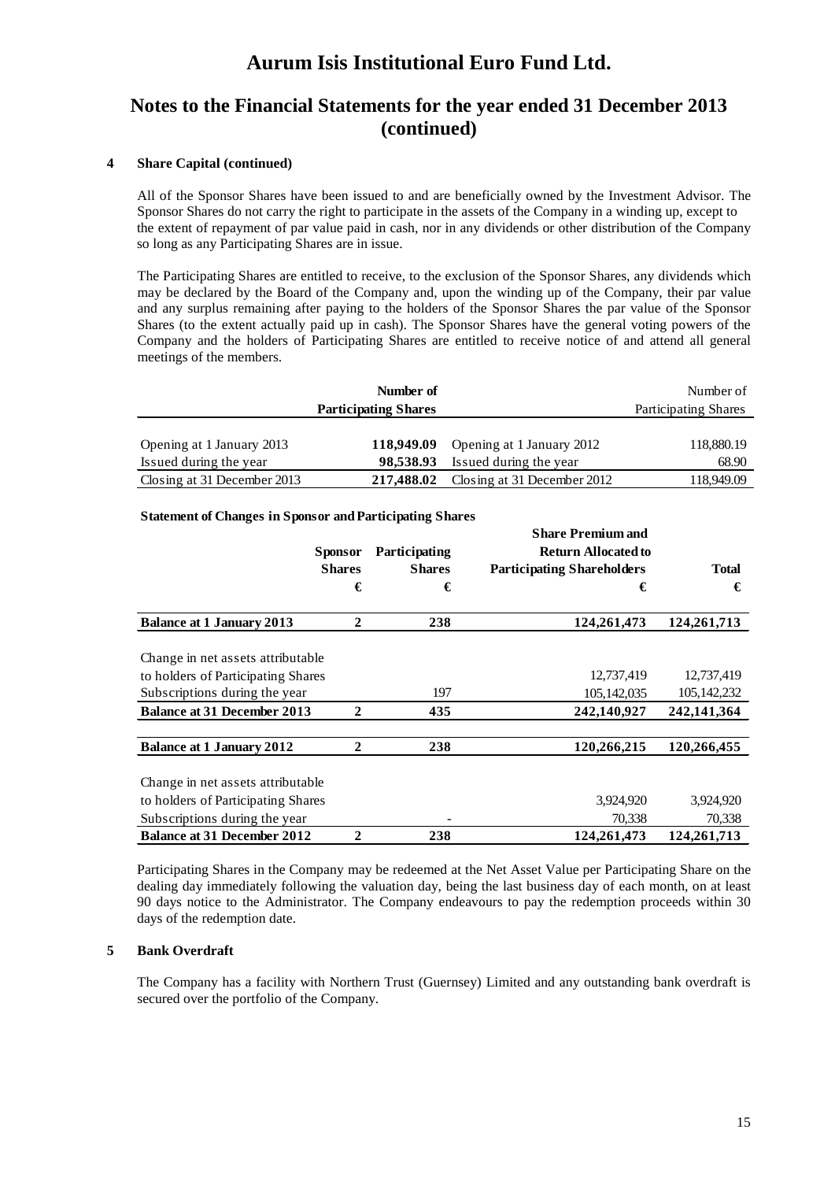# Aurum Isis Institutional Euro Fund Ltd.

## Notes to the Financial Statements for the year ended 31 December 2013 (continued)

### 4 Share Capital (continued)

All of the Sponsor Shares have been issued to and are beneficially owned by the Investment Advisor. The Sponsor Shares do not carry the right to participate in the assets of the Company in a winding up, except to the extent of repayment of par value paid in cash, nor in any dividends or other distribution of the Company so long as any Participating Shares are in issue.

The Participating Shares are entitled to receive, to the exclusion of the Sponsor Shares, any dividends which may be declared by the Board of the Company and, upon the winding up of the Company, their par value and any surplus remaining after paying to the holders of the Sponsor Shares the par value of the Sponsor Shares (to the extent actually paid up in cash). The Sponsor Shares have the general voting powers of the Company and the holders of Participating Shares are entitled to receive notice of and attend all general meetings of the members.

| | **Number of Participating Shares** | | Number of Participating Shares |
|---|---|---|---|
| Opening at 1 January 2013 | **118,949.09** | Opening at 1 January 2012 | 118,880.19 |
| Issued during the year | **98,538.93** | Issued during the year | 68.90 |
| Closing at 31 December 2013 | **217,488.02** | Closing at 31 December 2012 | 118,949.09 |

**Statement of Changes in Sponsor and Participating Shares**

| | **Sponsor Shares** | **Participating Shares** | **Share Premium and Return Allocated to Participating Shareholders** | **Total** |
|---|---|---|---|---|
| | **€** | **€** | **€** | **€** |
| **Balance at 1 January 2013** | **2** | **238** | **124,261,473** | **124,261,713** |
| Change in net assets attributable to holders of Participating Shares | | | 12,737,419 | 12,737,419 |
| Subscriptions during the year | | 197 | 105,142,035 | 105,142,232 |
| **Balance at 31 December 2013** | **2** | **435** | **242,140,927** | **242,141,364** |
| **Balance at 1 January 2012** | **2** | **238** | **120,266,215** | **120,266,455** |
| Change in net assets attributable to holders of Participating Shares | | | 3,924,920 | 3,924,920 |
| Subscriptions during the year | | - | 70,338 | 70,338 |
| **Balance at 31 December 2012** | **2** | **238** | **124,261,473** | **124,261,713** |

Participating Shares in the Company may be redeemed at the Net Asset Value per Participating Share on the dealing day immediately following the valuation day, being the last business day of each month, on at least 90 days notice to the Administrator. The Company endeavours to pay the redemption proceeds within 30 days of the redemption date.

### 5 Bank Overdraft

The Company has a facility with Northern Trust (Guernsey) Limited and any outstanding bank overdraft is secured over the portfolio of the Company.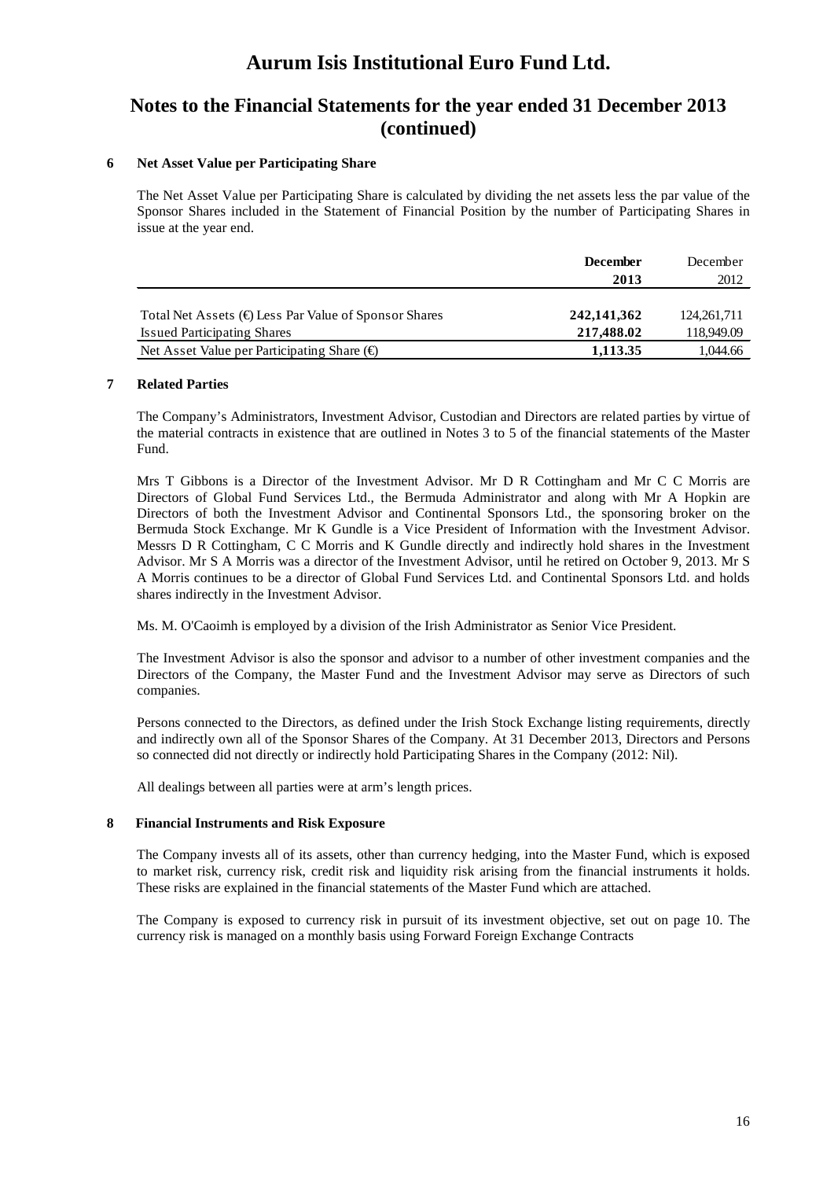# Aurum Isis Institutional Euro Fund Ltd.

## Notes to the Financial Statements for the year ended 31 December 2013 (continued)

### 6 Net Asset Value per Participating Share

The Net Asset Value per Participating Share is calculated by dividing the net assets less the par value of the Sponsor Shares included in the Statement of Financial Position by the number of Participating Shares in issue at the year end.

| | **December 2013** | December 2012 |
|---|---|---|
| Total Net Assets (€) Less Par Value of Sponsor Shares | **242,141,362** | 124,261,711 |
| Issued Participating Shares | **217,488.02** | 118,949.09 |
| Net Asset Value per Participating Share (€) | **1,113.35** | 1,044.66 |

### 7 Related Parties

The Company's Administrators, Investment Advisor, Custodian and Directors are related parties by virtue of the material contracts in existence that are outlined in Notes 3 to 5 of the financial statements of the Master Fund.

Mrs T Gibbons is a Director of the Investment Advisor. Mr D R Cottingham and Mr C C Morris are Directors of Global Fund Services Ltd., the Bermuda Administrator and along with Mr A Hopkin are Directors of both the Investment Advisor and Continental Sponsors Ltd., the sponsoring broker on the Bermuda Stock Exchange. Mr K Gundle is a Vice President of Information with the Investment Advisor. Messrs D R Cottingham, C C Morris and K Gundle directly and indirectly hold shares in the Investment Advisor. Mr S A Morris was a director of the Investment Advisor, until he retired on October 9, 2013. Mr S A Morris continues to be a director of Global Fund Services Ltd. and Continental Sponsors Ltd. and holds shares indirectly in the Investment Advisor.

Ms. M. O'Caoimh is employed by a division of the Irish Administrator as Senior Vice President.

The Investment Advisor is also the sponsor and advisor to a number of other investment companies and the Directors of the Company, the Master Fund and the Investment Advisor may serve as Directors of such companies.

Persons connected to the Directors, as defined under the Irish Stock Exchange listing requirements, directly and indirectly own all of the Sponsor Shares of the Company. At 31 December 2013, Directors and Persons so connected did not directly or indirectly hold Participating Shares in the Company (2012: Nil).

All dealings between all parties were at arm's length prices.

### 8 Financial Instruments and Risk Exposure

The Company invests all of its assets, other than currency hedging, into the Master Fund, which is exposed to market risk, currency risk, credit risk and liquidity risk arising from the financial instruments it holds. These risks are explained in the financial statements of the Master Fund which are attached.

The Company is exposed to currency risk in pursuit of its investment objective, set out on page 10. The currency risk is managed on a monthly basis using Forward Foreign Exchange Contracts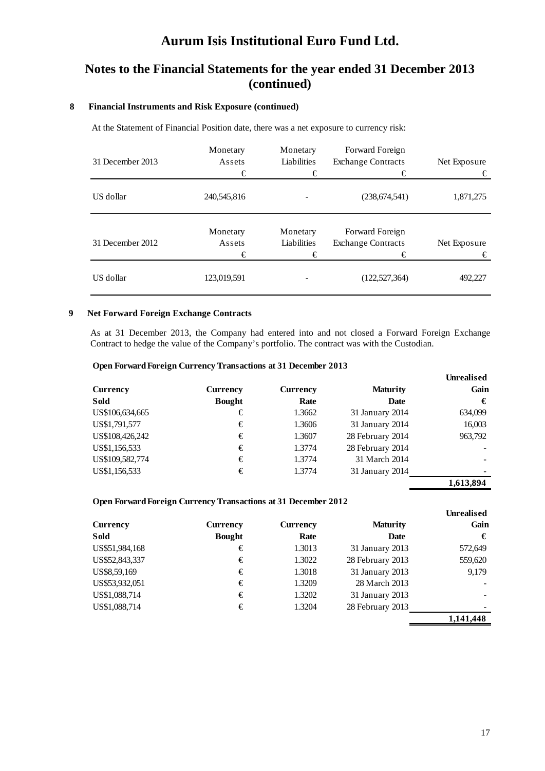# Aurum Isis Institutional Euro Fund Ltd.

## Notes to the Financial Statements for the year ended 31 December 2013 (continued)

### 8 Financial Instruments and Risk Exposure (continued)

At the Statement of Financial Position date, there was a net exposure to currency risk:

| 31 December 2013 | Monetary Assets € | Monetary Liabilities € | Forward Foreign Exchange Contracts € | Net Exposure € |
|---|---|---|---|---|
| US dollar | 240,545,816 | - | (238,674,541) | 1,871,275 |

| 31 December 2012 | Monetary Assets € | Monetary Liabilities € | Forward Foreign Exchange Contracts € | Net Exposure € |
|---|---|---|---|---|
| US dollar | 123,019,591 | - | (122,527,364) | 492,227 |

### 9 Net Forward Foreign Exchange Contracts

As at 31 December 2013, the Company had entered into and not closed a Forward Foreign Exchange Contract to hedge the value of the Company's portfolio. The contract was with the Custodian.

**Open Forward Foreign Currency Transactions at 31 December 2013**

| Currency Sold | Currency Bought | Currency Rate | Maturity Date | Unrealised Gain € |
|---|---|---|---|---|
| US$106,634,665 | € | 1.3662 | 31 January 2014 | 634,099 |
| US$1,791,577 | € | 1.3606 | 31 January 2014 | 16,003 |
| US$108,426,242 | € | 1.3607 | 28 February 2014 | 963,792 |
| US$1,156,533 | € | 1.3774 | 28 February 2014 | - |
| US$109,582,774 | € | 1.3774 | 31 March 2014 | - |
| US$1,156,533 | € | 1.3774 | 31 January 2014 | - |
| | | | | **1,613,894** |

**Open Forward Foreign Currency Transactions at 31 December 2012**

| Currency Sold | Currency Bought | Currency Rate | Maturity Date | Unrealised Gain € |
|---|---|---|---|---|
| US$51,984,168 | € | 1.3013 | 31 January 2013 | 572,649 |
| US$52,843,337 | € | 1.3022 | 28 February 2013 | 559,620 |
| US$8,59,169 | € | 1.3018 | 31 January 2013 | 9,179 |
| US$53,932,051 | € | 1.3209 | 28 March 2013 | - |
| US$1,088,714 | € | 1.3202 | 31 January 2013 | - |
| US$1,088,714 | € | 1.3204 | 28 February 2013 | - |
| | | | | **1,141,448** |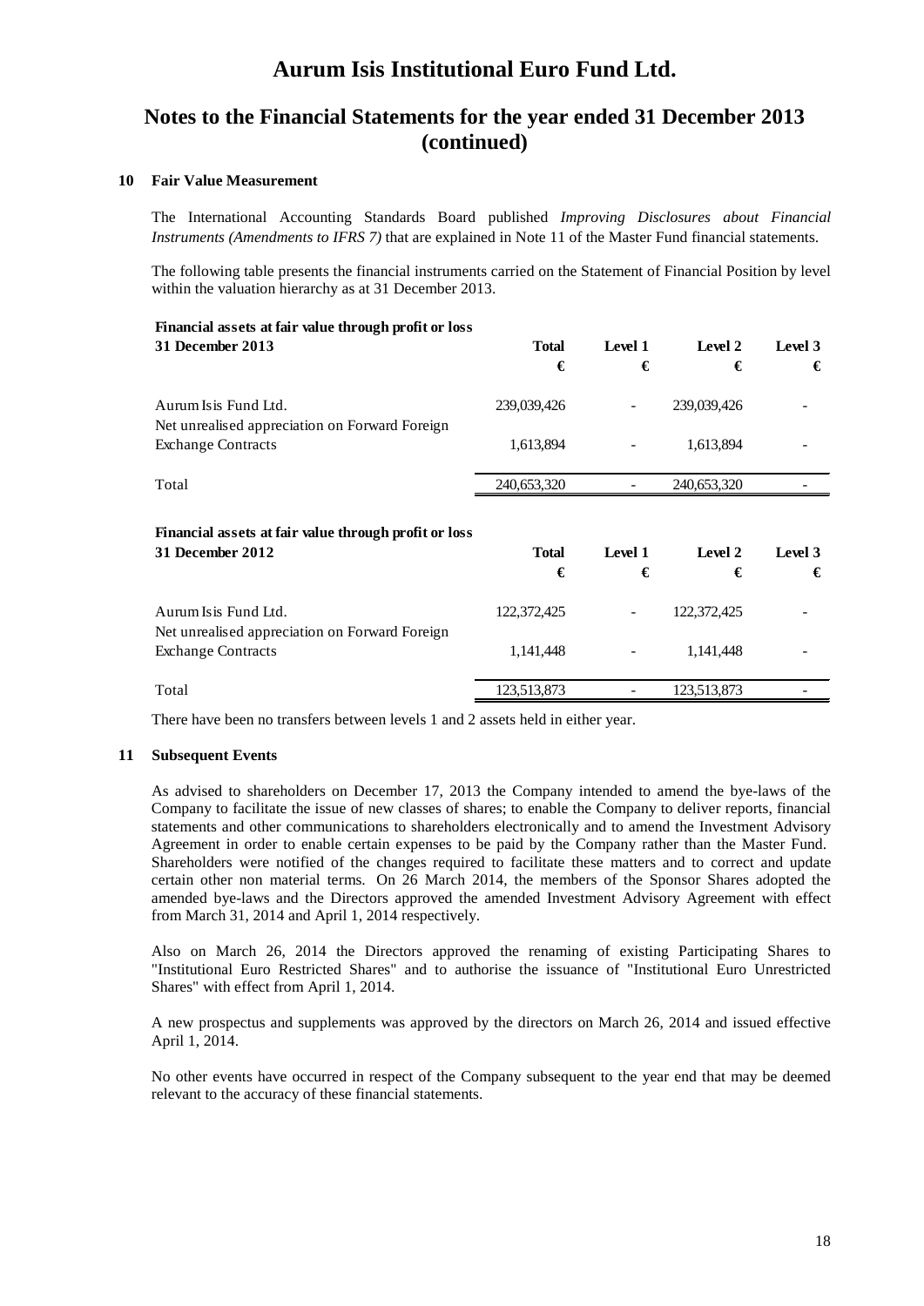# Aurum Isis Institutional Euro Fund Ltd.

## Notes to the Financial Statements for the year ended 31 December 2013 (continued)

### 10 Fair Value Measurement

The International Accounting Standards Board published *Improving Disclosures about Financial Instruments (Amendments to IFRS 7)* that are explained in Note 11 of the Master Fund financial statements.

The following table presents the financial instruments carried on the Statement of Financial Position by level within the valuation hierarchy as at 31 December 2013.

| Financial assets at fair value through profit or loss<br>31 December 2013 | Total<br>€ | Level 1<br>€ | Level 2<br>€ | Level 3<br>€ |
|---|---|---|---|---|
| Aurum Isis Fund Ltd. | 239,039,426 | - | 239,039,426 | - |
| Net unrealised appreciation on Forward Foreign Exchange Contracts | 1,613,894 | - | 1,613,894 | - |
| Total | 240,653,320 | - | 240,653,320 | - |

| Financial assets at fair value through profit or loss<br>31 December 2012 | Total<br>€ | Level 1<br>€ | Level 2<br>€ | Level 3<br>€ |
|---|---|---|---|---|
| Aurum Isis Fund Ltd. | 122,372,425 | - | 122,372,425 | - |
| Net unrealised appreciation on Forward Foreign Exchange Contracts | 1,141,448 | - | 1,141,448 | - |
| Total | 123,513,873 | - | 123,513,873 | - |

There have been no transfers between levels 1 and 2 assets held in either year.

### 11 Subsequent Events

As advised to shareholders on December 17, 2013 the Company intended to amend the bye-laws of the Company to facilitate the issue of new classes of shares; to enable the Company to deliver reports, financial statements and other communications to shareholders electronically and to amend the Investment Advisory Agreement in order to enable certain expenses to be paid by the Company rather than the Master Fund. Shareholders were notified of the changes required to facilitate these matters and to correct and update certain other non material terms. On 26 March 2014, the members of the Sponsor Shares adopted the amended bye-laws and the Directors approved the amended Investment Advisory Agreement with effect from March 31, 2014 and April 1, 2014 respectively.

Also on March 26, 2014 the Directors approved the renaming of existing Participating Shares to "Institutional Euro Restricted Shares" and to authorise the issuance of "Institutional Euro Unrestricted Shares" with effect from April 1, 2014.

A new prospectus and supplements was approved by the directors on March 26, 2014 and issued effective April 1, 2014.

No other events have occurred in respect of the Company subsequent to the year end that may be deemed relevant to the accuracy of these financial statements.